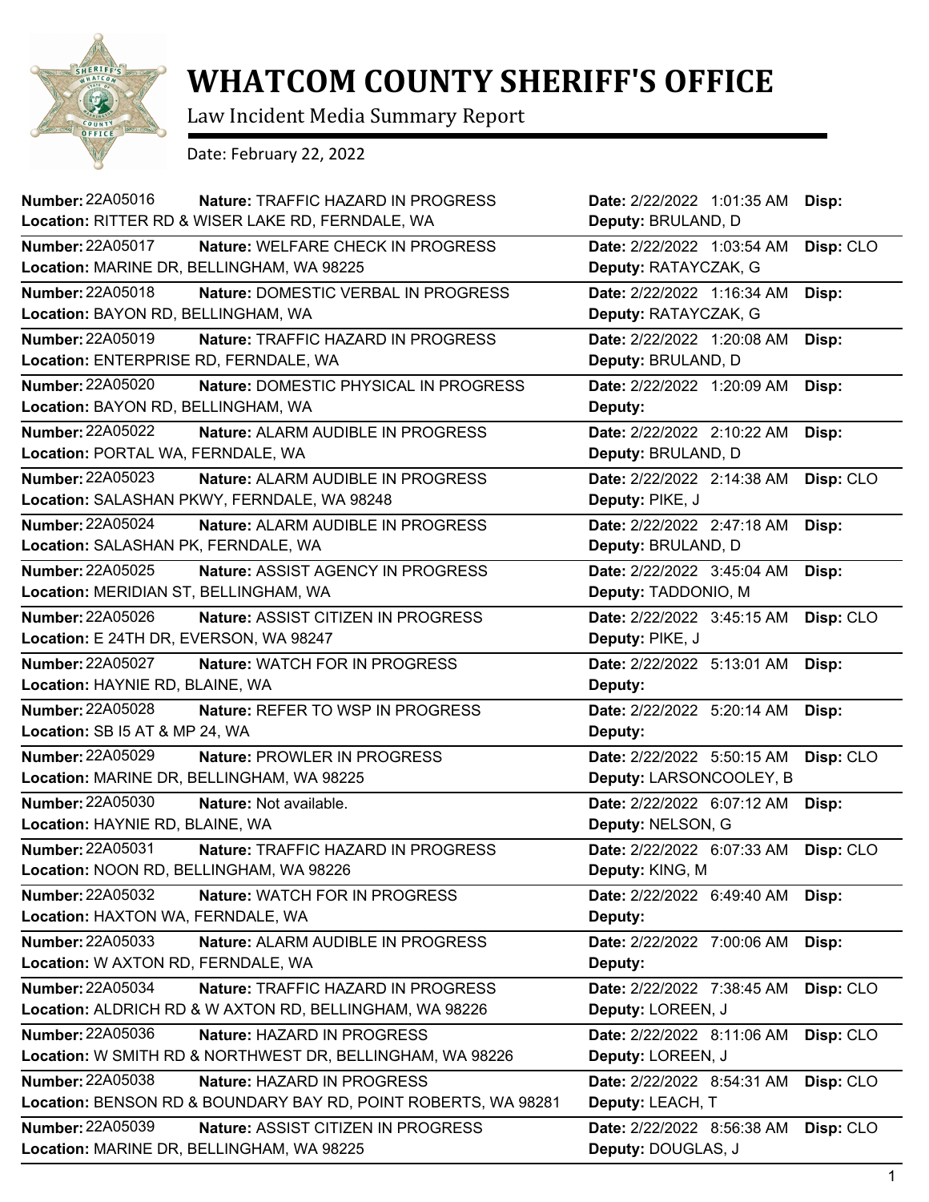# WHATCOM COUNTY SHERIFF'S OFFICE

Law Incident Media Summary Report

Date: February 22, 2022

| Number | Nature | Location | Date | Deputy | Disp |
|---|---|---|---|---|---|
| 22A05016 | TRAFFIC HAZARD IN PROGRESS | RITTER RD & WISER LAKE RD, FERNDALE, WA | 2/22/2022 1:01:35 AM | BRULAND, D | |
| 22A05017 | WELFARE CHECK IN PROGRESS | MARINE DR, BELLINGHAM, WA 98225 | 2/22/2022 1:03:54 AM | RATAYCZAK, G | CLO |
| 22A05018 | DOMESTIC VERBAL IN PROGRESS | BAYON RD, BELLINGHAM, WA | 2/22/2022 1:16:34 AM | RATAYCZAK, G | |
| 22A05019 | TRAFFIC HAZARD IN PROGRESS | ENTERPRISE RD, FERNDALE, WA | 2/22/2022 1:20:08 AM | BRULAND, D | |
| 22A05020 | DOMESTIC PHYSICAL IN PROGRESS | BAYON RD, BELLINGHAM, WA | 2/22/2022 1:20:09 AM | | |
| 22A05022 | ALARM AUDIBLE IN PROGRESS | PORTAL WA, FERNDALE, WA | 2/22/2022 2:10:22 AM | BRULAND, D | |
| 22A05023 | ALARM AUDIBLE IN PROGRESS | SALASHAN PKWY, FERNDALE, WA 98248 | 2/22/2022 2:14:38 AM | PIKE, J | CLO |
| 22A05024 | ALARM AUDIBLE IN PROGRESS | SALASHAN PK, FERNDALE, WA | 2/22/2022 2:47:18 AM | BRULAND, D | |
| 22A05025 | ASSIST AGENCY IN PROGRESS | MERIDIAN ST, BELLINGHAM, WA | 2/22/2022 3:45:04 AM | TADDONIO, M | |
| 22A05026 | ASSIST CITIZEN IN PROGRESS | E 24TH DR, EVERSON, WA 98247 | 2/22/2022 3:45:15 AM | PIKE, J | CLO |
| 22A05027 | WATCH FOR IN PROGRESS | HAYNIE RD, BLAINE, WA | 2/22/2022 5:13:01 AM | | |
| 22A05028 | REFER TO WSP IN PROGRESS | SB I5 AT & MP 24, WA | 2/22/2022 5:20:14 AM | | |
| 22A05029 | PROWLER IN PROGRESS | MARINE DR, BELLINGHAM, WA 98225 | 2/22/2022 5:50:15 AM | LARSONCOOLEY, B | CLO |
| 22A05030 | Not available. | HAYNIE RD, BLAINE, WA | 2/22/2022 6:07:12 AM | NELSON, G | |
| 22A05031 | TRAFFIC HAZARD IN PROGRESS | NOON RD, BELLINGHAM, WA 98226 | 2/22/2022 6:07:33 AM | KING, M | CLO |
| 22A05032 | WATCH FOR IN PROGRESS | HAXTON WA, FERNDALE, WA | 2/22/2022 6:49:40 AM | | |
| 22A05033 | ALARM AUDIBLE IN PROGRESS | W AXTON RD, FERNDALE, WA | 2/22/2022 7:00:06 AM | | |
| 22A05034 | TRAFFIC HAZARD IN PROGRESS | ALDRICH RD & W AXTON RD, BELLINGHAM, WA 98226 | 2/22/2022 7:38:45 AM | LOREEN, J | CLO |
| 22A05036 | HAZARD IN PROGRESS | W SMITH RD & NORTHWEST DR, BELLINGHAM, WA 98226 | 2/22/2022 8:11:06 AM | LOREEN, J | CLO |
| 22A05038 | HAZARD IN PROGRESS | BENSON RD & BOUNDARY BAY RD, POINT ROBERTS, WA 98281 | 2/22/2022 8:54:31 AM | LEACH, T | CLO |
| 22A05039 | ASSIST CITIZEN IN PROGRESS | MARINE DR, BELLINGHAM, WA 98225 | 2/22/2022 8:56:38 AM | DOUGLAS, J | CLO |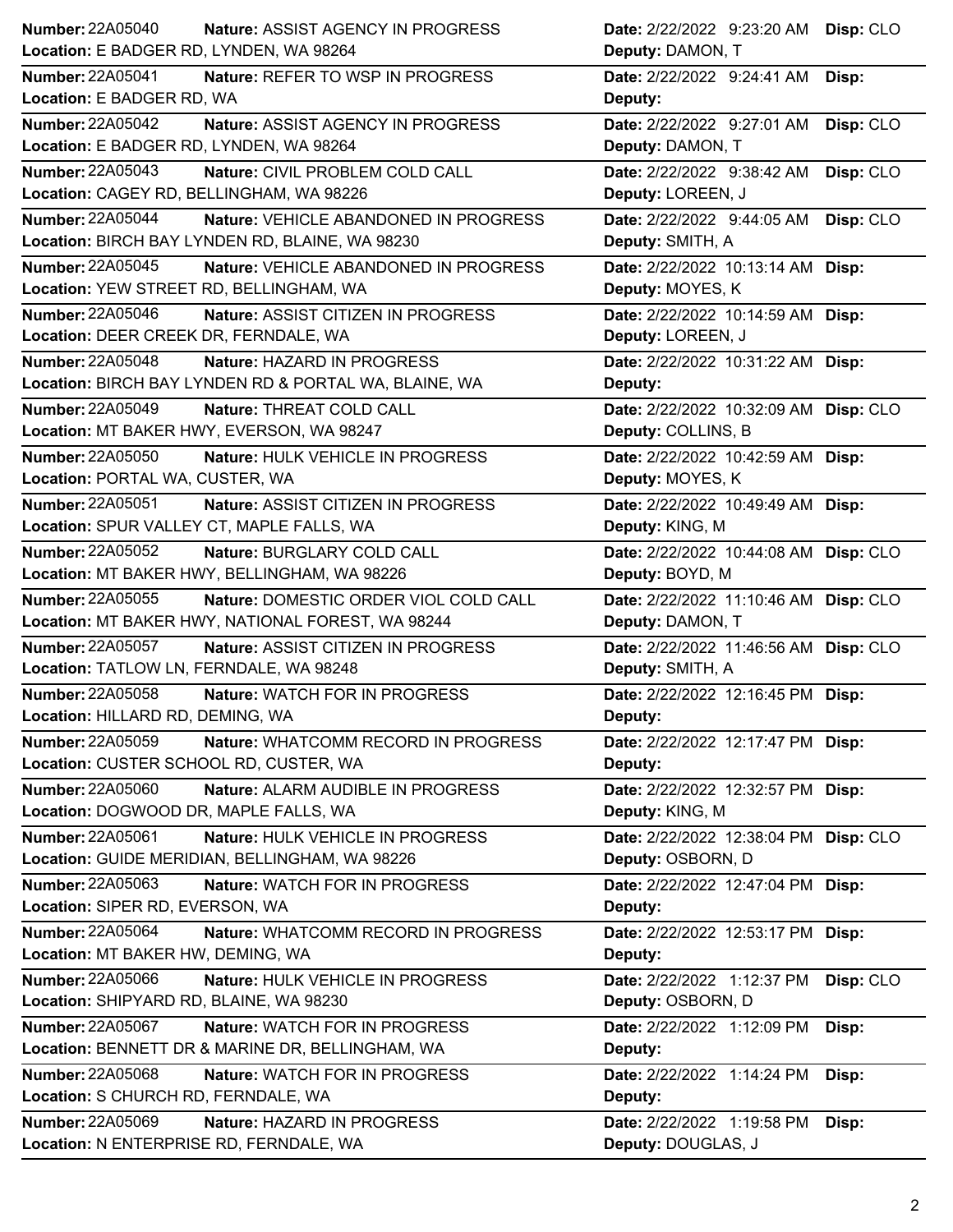**Number:** 22A05040 **Nature:** ASSIST AGENCY IN PROGRESS **Date:** 2/22/2022 9:23:20 AM **Disp:** CLO
**Location:** E BADGER RD, LYNDEN, WA 98264 **Deputy:** DAMON, T

---

**Number:** 22A05041 **Nature:** REFER TO WSP IN PROGRESS **Date:** 2/22/2022 9:24:41 AM **Disp:**
**Location:** E BADGER RD, WA **Deputy:**

---

**Number:** 22A05042 **Nature:** ASSIST AGENCY IN PROGRESS **Date:** 2/22/2022 9:27:01 AM **Disp:** CLO
**Location:** E BADGER RD, LYNDEN, WA 98264 **Deputy:** DAMON, T

---

**Number:** 22A05043 **Nature:** CIVIL PROBLEM COLD CALL **Date:** 2/22/2022 9:38:42 AM **Disp:** CLO
**Location:** CAGEY RD, BELLINGHAM, WA 98226 **Deputy:** LOREEN, J

---

**Number:** 22A05044 **Nature:** VEHICLE ABANDONED IN PROGRESS **Date:** 2/22/2022 9:44:05 AM **Disp:** CLO
**Location:** BIRCH BAY LYNDEN RD, BLAINE, WA 98230 **Deputy:** SMITH, A

---

**Number:** 22A05045 **Nature:** VEHICLE ABANDONED IN PROGRESS **Date:** 2/22/2022 10:13:14 AM **Disp:**
**Location:** YEW STREET RD, BELLINGHAM, WA **Deputy:** MOYES, K

---

**Number:** 22A05046 **Nature:** ASSIST CITIZEN IN PROGRESS **Date:** 2/22/2022 10:14:59 AM **Disp:**
**Location:** DEER CREEK DR, FERNDALE, WA **Deputy:** LOREEN, J

---

**Number:** 22A05048 **Nature:** HAZARD IN PROGRESS **Date:** 2/22/2022 10:31:22 AM **Disp:**
**Location:** BIRCH BAY LYNDEN RD & PORTAL WA, BLAINE, WA **Deputy:**

---

**Number:** 22A05049 **Nature:** THREAT COLD CALL **Date:** 2/22/2022 10:32:09 AM **Disp:** CLO
**Location:** MT BAKER HWY, EVERSON, WA 98247 **Deputy:** COLLINS, B

---

**Number:** 22A05050 **Nature:** HULK VEHICLE IN PROGRESS **Date:** 2/22/2022 10:42:59 AM **Disp:**
**Location:** PORTAL WA, CUSTER, WA **Deputy:** MOYES, K

---

**Number:** 22A05051 **Nature:** ASSIST CITIZEN IN PROGRESS **Date:** 2/22/2022 10:49:49 AM **Disp:**
**Location:** SPUR VALLEY CT, MAPLE FALLS, WA **Deputy:** KING, M

---

**Number:** 22A05052 **Nature:** BURGLARY COLD CALL **Date:** 2/22/2022 10:44:08 AM **Disp:** CLO
**Location:** MT BAKER HWY, BELLINGHAM, WA 98226 **Deputy:** BOYD, M

---

**Number:** 22A05055 **Nature:** DOMESTIC ORDER VIOL COLD CALL **Date:** 2/22/2022 11:10:46 AM **Disp:** CLO
**Location:** MT BAKER HWY, NATIONAL FOREST, WA 98244 **Deputy:** DAMON, T

---

**Number:** 22A05057 **Nature:** ASSIST CITIZEN IN PROGRESS **Date:** 2/22/2022 11:46:56 AM **Disp:** CLO
**Location:** TATLOW LN, FERNDALE, WA 98248 **Deputy:** SMITH, A

---

**Number:** 22A05058 **Nature:** WATCH FOR IN PROGRESS **Date:** 2/22/2022 12:16:45 PM **Disp:**
**Location:** HILLARD RD, DEMING, WA **Deputy:**

---

**Number:** 22A05059 **Nature:** WHATCOMM RECORD IN PROGRESS **Date:** 2/22/2022 12:17:47 PM **Disp:**
**Location:** CUSTER SCHOOL RD, CUSTER, WA **Deputy:**

---

**Number:** 22A05060 **Nature:** ALARM AUDIBLE IN PROGRESS **Date:** 2/22/2022 12:32:57 PM **Disp:**
**Location:** DOGWOOD DR, MAPLE FALLS, WA **Deputy:** KING, M

---

**Number:** 22A05061 **Nature:** HULK VEHICLE IN PROGRESS **Date:** 2/22/2022 12:38:04 PM **Disp:** CLO
**Location:** GUIDE MERIDIAN, BELLINGHAM, WA 98226 **Deputy:** OSBORN, D

---

**Number:** 22A05063 **Nature:** WATCH FOR IN PROGRESS **Date:** 2/22/2022 12:47:04 PM **Disp:**
**Location:** SIPER RD, EVERSON, WA **Deputy:**

---

**Number:** 22A05064 **Nature:** WHATCOMM RECORD IN PROGRESS **Date:** 2/22/2022 12:53:17 PM **Disp:**
**Location:** MT BAKER HW, DEMING, WA **Deputy:**

---

**Number:** 22A05066 **Nature:** HULK VEHICLE IN PROGRESS **Date:** 2/22/2022 1:12:37 PM **Disp:** CLO
**Location:** SHIPYARD RD, BLAINE, WA 98230 **Deputy:** OSBORN, D

---

**Number:** 22A05067 **Nature:** WATCH FOR IN PROGRESS **Date:** 2/22/2022 1:12:09 PM **Disp:**
**Location:** BENNETT DR & MARINE DR, BELLINGHAM, WA **Deputy:**

---

**Number:** 22A05068 **Nature:** WATCH FOR IN PROGRESS **Date:** 2/22/2022 1:14:24 PM **Disp:**
**Location:** S CHURCH RD, FERNDALE, WA **Deputy:**

---

**Number:** 22A05069 **Nature:** HAZARD IN PROGRESS **Date:** 2/22/2022 1:19:58 PM **Disp:**
**Location:** N ENTERPRISE RD, FERNDALE, WA **Deputy:** DOUGLAS, J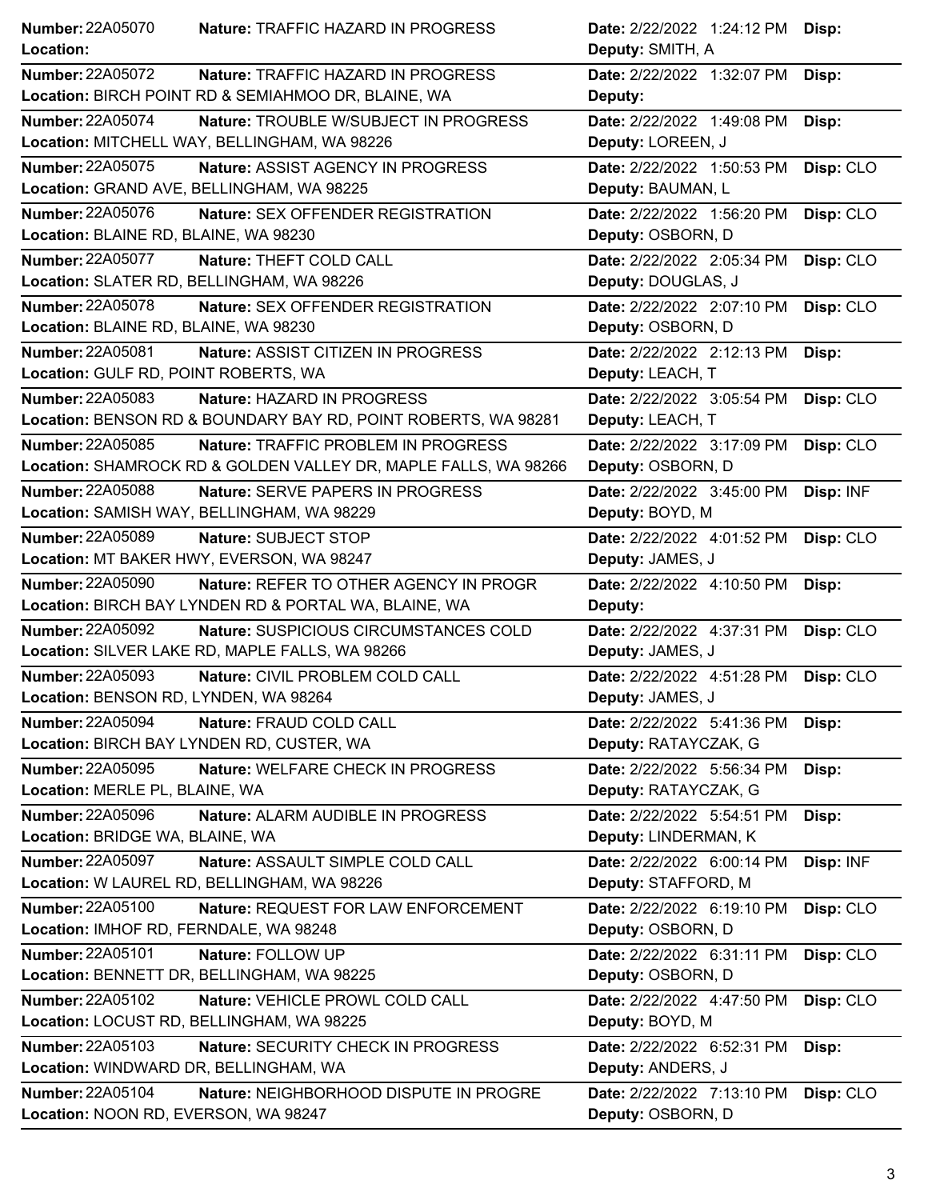| Number | Nature | Location | Date | Deputy | Disp |
|---|---|---|---|---|---|
| 22A05070 | TRAFFIC HAZARD IN PROGRESS | | 2/22/2022 1:24:12 PM | SMITH, A | |
| 22A05072 | TRAFFIC HAZARD IN PROGRESS | BIRCH POINT RD & SEMIAHMOO DR, BLAINE, WA | 2/22/2022 1:32:07 PM | | |
| 22A05074 | TROUBLE W/SUBJECT IN PROGRESS | MITCHELL WAY, BELLINGHAM, WA 98226 | 2/22/2022 1:49:08 PM | LOREEN, J | |
| 22A05075 | ASSIST AGENCY IN PROGRESS | GRAND AVE, BELLINGHAM, WA 98225 | 2/22/2022 1:50:53 PM | BAUMAN, L | CLO |
| 22A05076 | SEX OFFENDER REGISTRATION | BLAINE RD, BLAINE, WA 98230 | 2/22/2022 1:56:20 PM | OSBORN, D | CLO |
| 22A05077 | THEFT COLD CALL | SLATER RD, BELLINGHAM, WA 98226 | 2/22/2022 2:05:34 PM | DOUGLAS, J | CLO |
| 22A05078 | SEX OFFENDER REGISTRATION | BLAINE RD, BLAINE, WA 98230 | 2/22/2022 2:07:10 PM | OSBORN, D | CLO |
| 22A05081 | ASSIST CITIZEN IN PROGRESS | GULF RD, POINT ROBERTS, WA | 2/22/2022 2:12:13 PM | LEACH, T | |
| 22A05083 | HAZARD IN PROGRESS | BENSON RD & BOUNDARY BAY RD, POINT ROBERTS, WA 98281 | 2/22/2022 3:05:54 PM | LEACH, T | CLO |
| 22A05085 | TRAFFIC PROBLEM IN PROGRESS | SHAMROCK RD & GOLDEN VALLEY DR, MAPLE FALLS, WA 98266 | 2/22/2022 3:17:09 PM | OSBORN, D | CLO |
| 22A05088 | SERVE PAPERS IN PROGRESS | SAMISH WAY, BELLINGHAM, WA 98229 | 2/22/2022 3:45:00 PM | BOYD, M | INF |
| 22A05089 | SUBJECT STOP | MT BAKER HWY, EVERSON, WA 98247 | 2/22/2022 4:01:52 PM | JAMES, J | CLO |
| 22A05090 | REFER TO OTHER AGENCY IN PROGR | BIRCH BAY LYNDEN RD & PORTAL WA, BLAINE, WA | 2/22/2022 4:10:50 PM | | |
| 22A05092 | SUSPICIOUS CIRCUMSTANCES COLD | SILVER LAKE RD, MAPLE FALLS, WA 98266 | 2/22/2022 4:37:31 PM | JAMES, J | CLO |
| 22A05093 | CIVIL PROBLEM COLD CALL | BENSON RD, LYNDEN, WA 98264 | 2/22/2022 4:51:28 PM | JAMES, J | CLO |
| 22A05094 | FRAUD COLD CALL | BIRCH BAY LYNDEN RD, CUSTER, WA | 2/22/2022 5:41:36 PM | RATAYCZAK, G | |
| 22A05095 | WELFARE CHECK IN PROGRESS | MERLE PL, BLAINE, WA | 2/22/2022 5:56:34 PM | RATAYCZAK, G | |
| 22A05096 | ALARM AUDIBLE IN PROGRESS | BRIDGE WA, BLAINE, WA | 2/22/2022 5:54:51 PM | LINDERMAN, K | |
| 22A05097 | ASSAULT SIMPLE COLD CALL | W LAUREL RD, BELLINGHAM, WA 98226 | 2/22/2022 6:00:14 PM | STAFFORD, M | INF |
| 22A05100 | REQUEST FOR LAW ENFORCEMENT | IMHOF RD, FERNDALE, WA 98248 | 2/22/2022 6:19:10 PM | OSBORN, D | CLO |
| 22A05101 | FOLLOW UP | BENNETT DR, BELLINGHAM, WA 98225 | 2/22/2022 6:31:11 PM | OSBORN, D | CLO |
| 22A05102 | VEHICLE PROWL COLD CALL | LOCUST RD, BELLINGHAM, WA 98225 | 2/22/2022 4:47:50 PM | BOYD, M | CLO |
| 22A05103 | SECURITY CHECK IN PROGRESS | WINDWARD DR, BELLINGHAM, WA | 2/22/2022 6:52:31 PM | ANDERS, J | |
| 22A05104 | NEIGHBORHOOD DISPUTE IN PROGRE | NOON RD, EVERSON, WA 98247 | 2/22/2022 7:13:10 PM | OSBORN, D | CLO |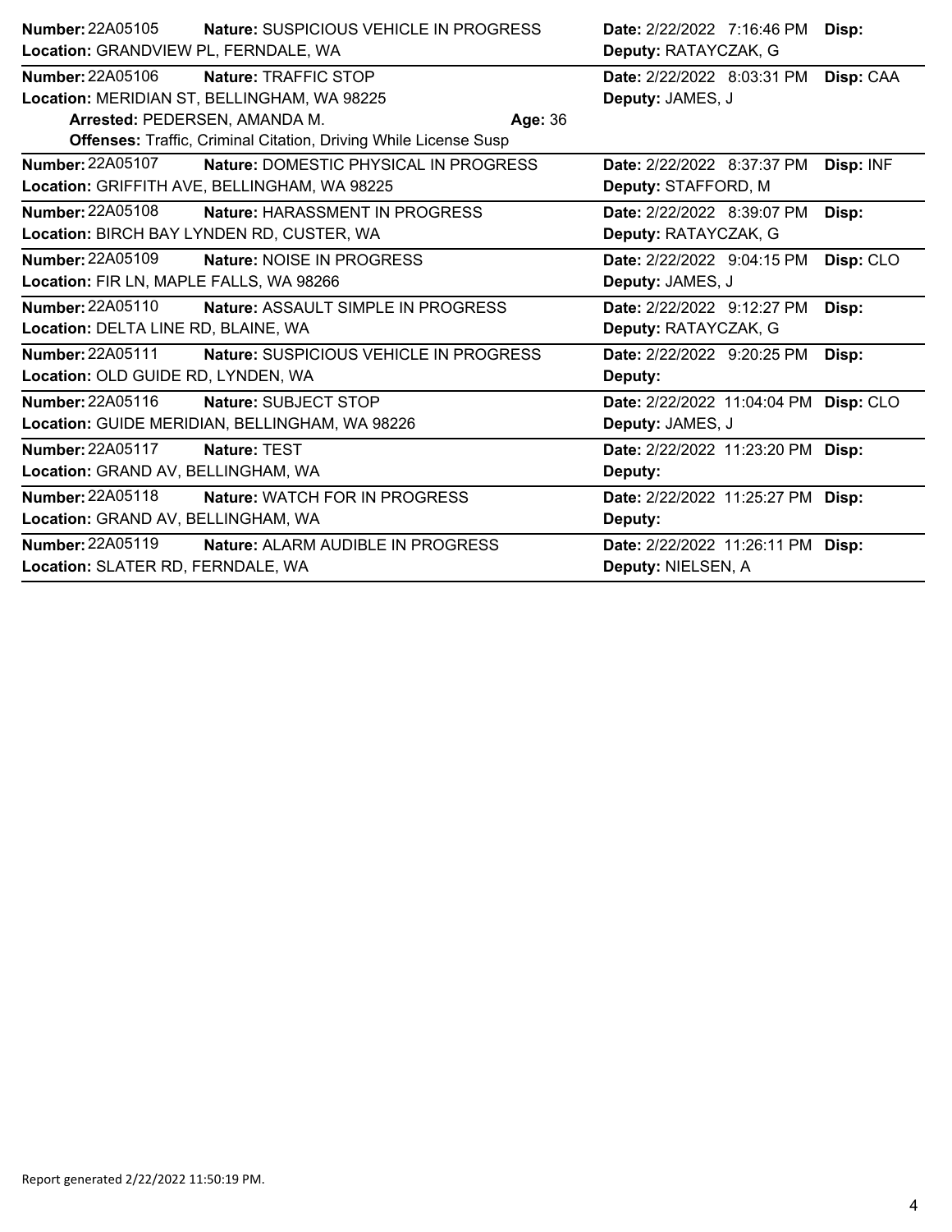**Number:** 22A05105 **Nature:** SUSPICIOUS VEHICLE IN PROGRESS **Date:** 2/22/2022 7:16:46 PM **Disp:**
**Location:** GRANDVIEW PL, FERNDALE, WA **Deputy:** RATAYCZAK, G

---

**Number:** 22A05106 **Nature:** TRAFFIC STOP **Date:** 2/22/2022 8:03:31 PM **Disp:** CAA
**Location:** MERIDIAN ST, BELLINGHAM, WA 98225 **Deputy:** JAMES, J
**Arrested:** PEDERSEN, AMANDA M. **Age:** 36
**Offenses:** Traffic, Criminal Citation, Driving While License Susp

---

**Number:** 22A05107 **Nature:** DOMESTIC PHYSICAL IN PROGRESS **Date:** 2/22/2022 8:37:37 PM **Disp:** INF
**Location:** GRIFFITH AVE, BELLINGHAM, WA 98225 **Deputy:** STAFFORD, M

---

**Number:** 22A05108 **Nature:** HARASSMENT IN PROGRESS **Date:** 2/22/2022 8:39:07 PM **Disp:**
**Location:** BIRCH BAY LYNDEN RD, CUSTER, WA **Deputy:** RATAYCZAK, G

---

**Number:** 22A05109 **Nature:** NOISE IN PROGRESS **Date:** 2/22/2022 9:04:15 PM **Disp:** CLO
**Location:** FIR LN, MAPLE FALLS, WA 98266 **Deputy:** JAMES, J

---

**Number:** 22A05110 **Nature:** ASSAULT SIMPLE IN PROGRESS **Date:** 2/22/2022 9:12:27 PM **Disp:**
**Location:** DELTA LINE RD, BLAINE, WA **Deputy:** RATAYCZAK, G

---

**Number:** 22A05111 **Nature:** SUSPICIOUS VEHICLE IN PROGRESS **Date:** 2/22/2022 9:20:25 PM **Disp:**
**Location:** OLD GUIDE RD, LYNDEN, WA **Deputy:**

---

**Number:** 22A05116 **Nature:** SUBJECT STOP **Date:** 2/22/2022 11:04:04 PM **Disp:** CLO
**Location:** GUIDE MERIDIAN, BELLINGHAM, WA 98226 **Deputy:** JAMES, J

---

**Number:** 22A05117 **Nature:** TEST **Date:** 2/22/2022 11:23:20 PM **Disp:**
**Location:** GRAND AV, BELLINGHAM, WA **Deputy:**

---

**Number:** 22A05118 **Nature:** WATCH FOR IN PROGRESS **Date:** 2/22/2022 11:25:27 PM **Disp:**
**Location:** GRAND AV, BELLINGHAM, WA **Deputy:**

---

**Number:** 22A05119 **Nature:** ALARM AUDIBLE IN PROGRESS **Date:** 2/22/2022 11:26:11 PM **Disp:**
**Location:** SLATER RD, FERNDALE, WA **Deputy:** NIELSEN, A

---

Report generated 2/22/2022 11:50:19 PM.